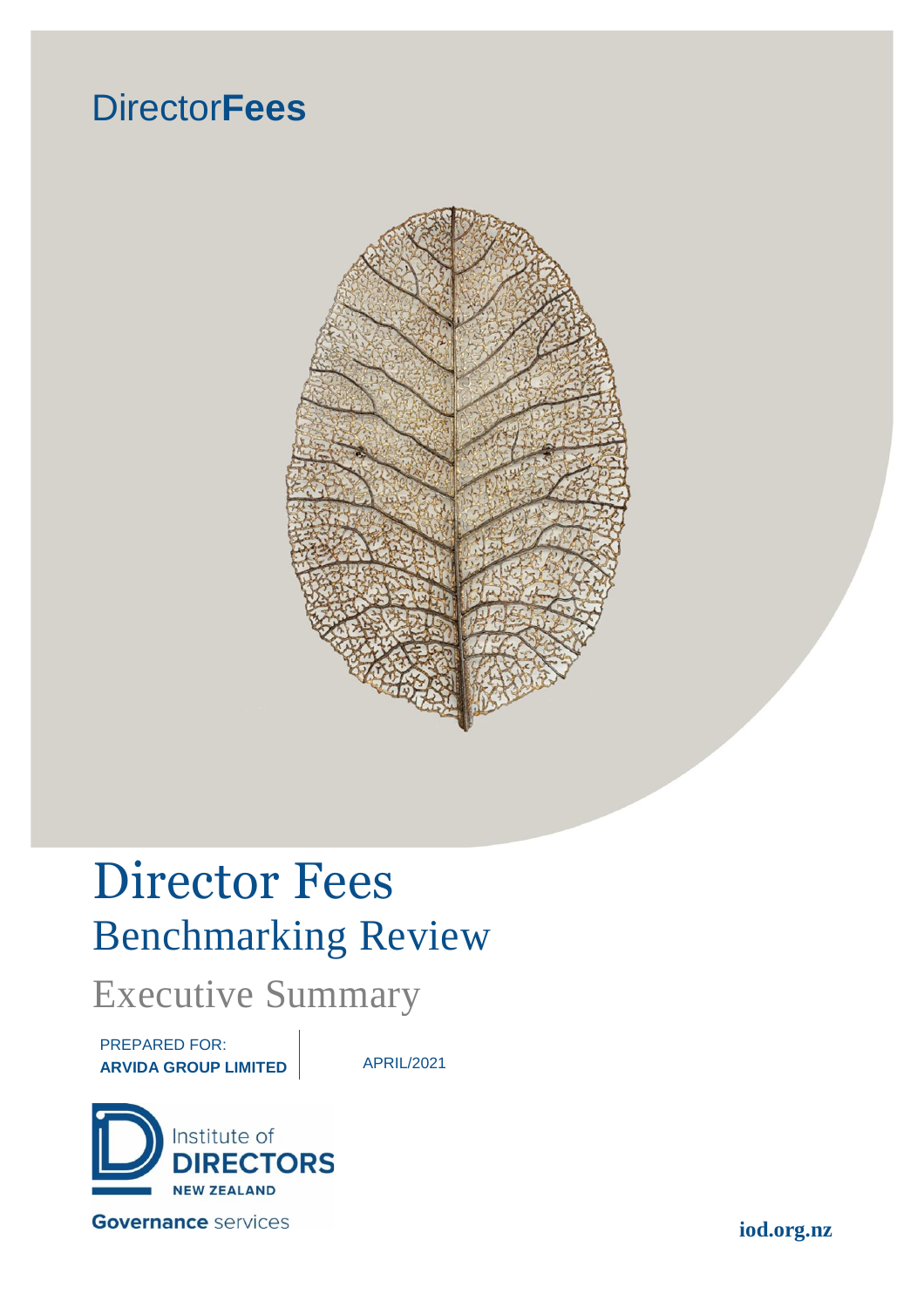DirectorFees

# Director Fees

## Benchmarking Review

### Executive Summary

PREPARED FOR:
**ARVIDA GROUP LIMITED**

APRIL/2021

Institute of DIRECTORS NEW ZEALAND

**Governance** services

**iod.org.nz**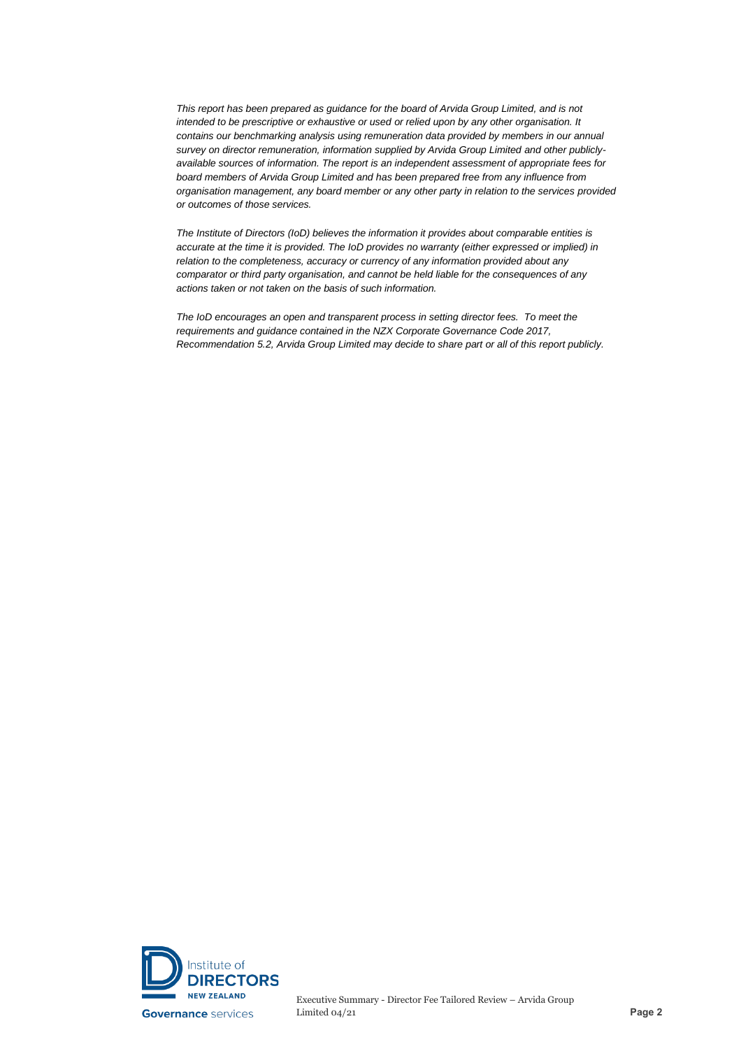*This report has been prepared as guidance for the board of Arvida Group Limited, and is not intended to be prescriptive or exhaustive or used or relied upon by any other organisation. It contains our benchmarking analysis using remuneration data provided by members in our annual survey on director remuneration, information supplied by Arvida Group Limited and other publicly-available sources of information. The report is an independent assessment of appropriate fees for board members of Arvida Group Limited and has been prepared free from any influence from organisation management, any board member or any other party in relation to the services provided or outcomes of those services.*

*The Institute of Directors (IoD) believes the information it provides about comparable entities is accurate at the time it is provided. The IoD provides no warranty (either expressed or implied) in relation to the completeness, accuracy or currency of any information provided about any comparator or third party organisation, and cannot be held liable for the consequences of any actions taken or not taken on the basis of such information.*

*The IoD encourages an open and transparent process in setting director fees. To meet the requirements and guidance contained in the NZX Corporate Governance Code 2017, Recommendation 5.2, Arvida Group Limited may decide to share part or all of this report publicly.*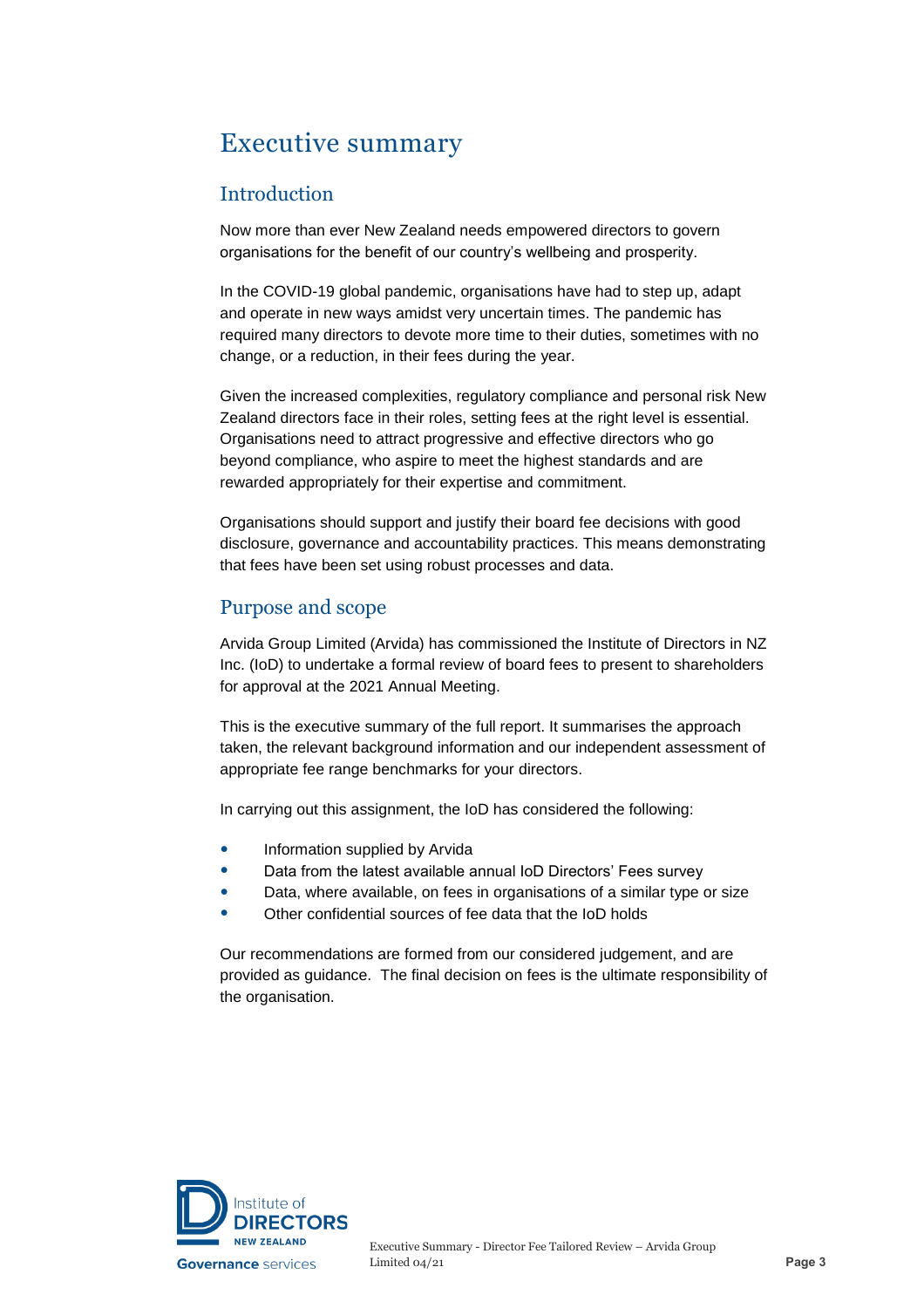# Executive summary

## Introduction

Now more than ever New Zealand needs empowered directors to govern organisations for the benefit of our country's wellbeing and prosperity.

In the COVID-19 global pandemic, organisations have had to step up, adapt and operate in new ways amidst very uncertain times. The pandemic has required many directors to devote more time to their duties, sometimes with no change, or a reduction, in their fees during the year.

Given the increased complexities, regulatory compliance and personal risk New Zealand directors face in their roles, setting fees at the right level is essential. Organisations need to attract progressive and effective directors who go beyond compliance, who aspire to meet the highest standards and are rewarded appropriately for their expertise and commitment.

Organisations should support and justify their board fee decisions with good disclosure, governance and accountability practices. This means demonstrating that fees have been set using robust processes and data.

## Purpose and scope

Arvida Group Limited (Arvida) has commissioned the Institute of Directors in NZ Inc. (IoD) to undertake a formal review of board fees to present to shareholders for approval at the 2021 Annual Meeting.

This is the executive summary of the full report. It summarises the approach taken, the relevant background information and our independent assessment of appropriate fee range benchmarks for your directors.

In carrying out this assignment, the IoD has considered the following:

- Information supplied by Arvida
- Data from the latest available annual IoD Directors' Fees survey
- Data, where available, on fees in organisations of a similar type or size
- Other confidential sources of fee data that the IoD holds

Our recommendations are formed from our considered judgement, and are provided as guidance. The final decision on fees is the ultimate responsibility of the organisation.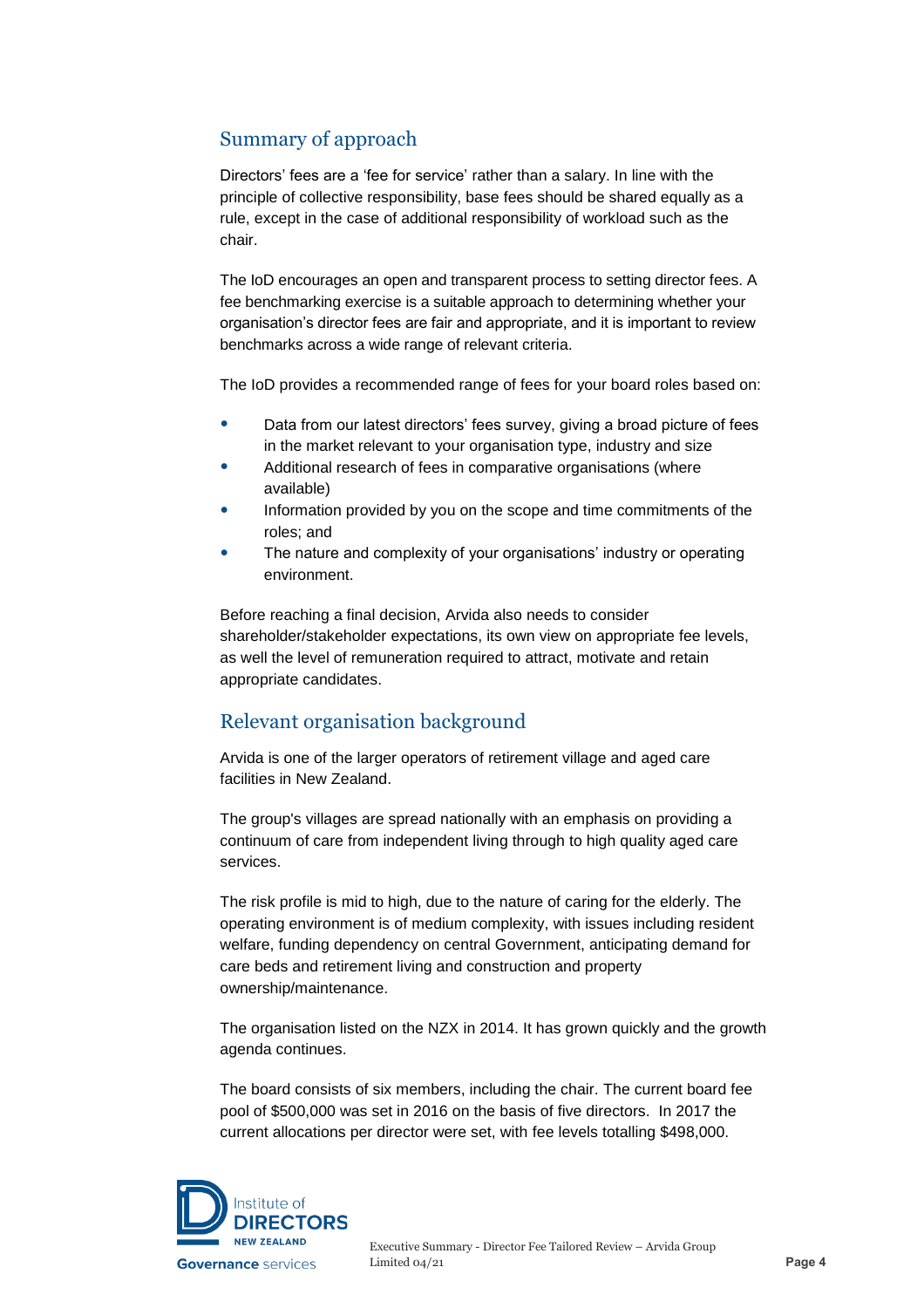## Summary of approach

Directors' fees are a 'fee for service' rather than a salary. In line with the principle of collective responsibility, base fees should be shared equally as a rule, except in the case of additional responsibility of workload such as the chair.

The IoD encourages an open and transparent process to setting director fees. A fee benchmarking exercise is a suitable approach to determining whether your organisation's director fees are fair and appropriate, and it is important to review benchmarks across a wide range of relevant criteria.

The IoD provides a recommended range of fees for your board roles based on:

- Data from our latest directors' fees survey, giving a broad picture of fees in the market relevant to your organisation type, industry and size
- Additional research of fees in comparative organisations (where available)
- Information provided by you on the scope and time commitments of the roles; and
- The nature and complexity of your organisations' industry or operating environment.

Before reaching a final decision, Arvida also needs to consider shareholder/stakeholder expectations, its own view on appropriate fee levels, as well the level of remuneration required to attract, motivate and retain appropriate candidates.

## Relevant organisation background

Arvida is one of the larger operators of retirement village and aged care facilities in New Zealand.

The group's villages are spread nationally with an emphasis on providing a continuum of care from independent living through to high quality aged care services.

The risk profile is mid to high, due to the nature of caring for the elderly. The operating environment is of medium complexity, with issues including resident welfare, funding dependency on central Government, anticipating demand for care beds and retirement living and construction and property ownership/maintenance.

The organisation listed on the NZX in 2014. It has grown quickly and the growth agenda continues.

The board consists of six members, including the chair. The current board fee pool of $500,000 was set in 2016 on the basis of five directors. In 2017 the current allocations per director were set, with fee levels totalling $498,000.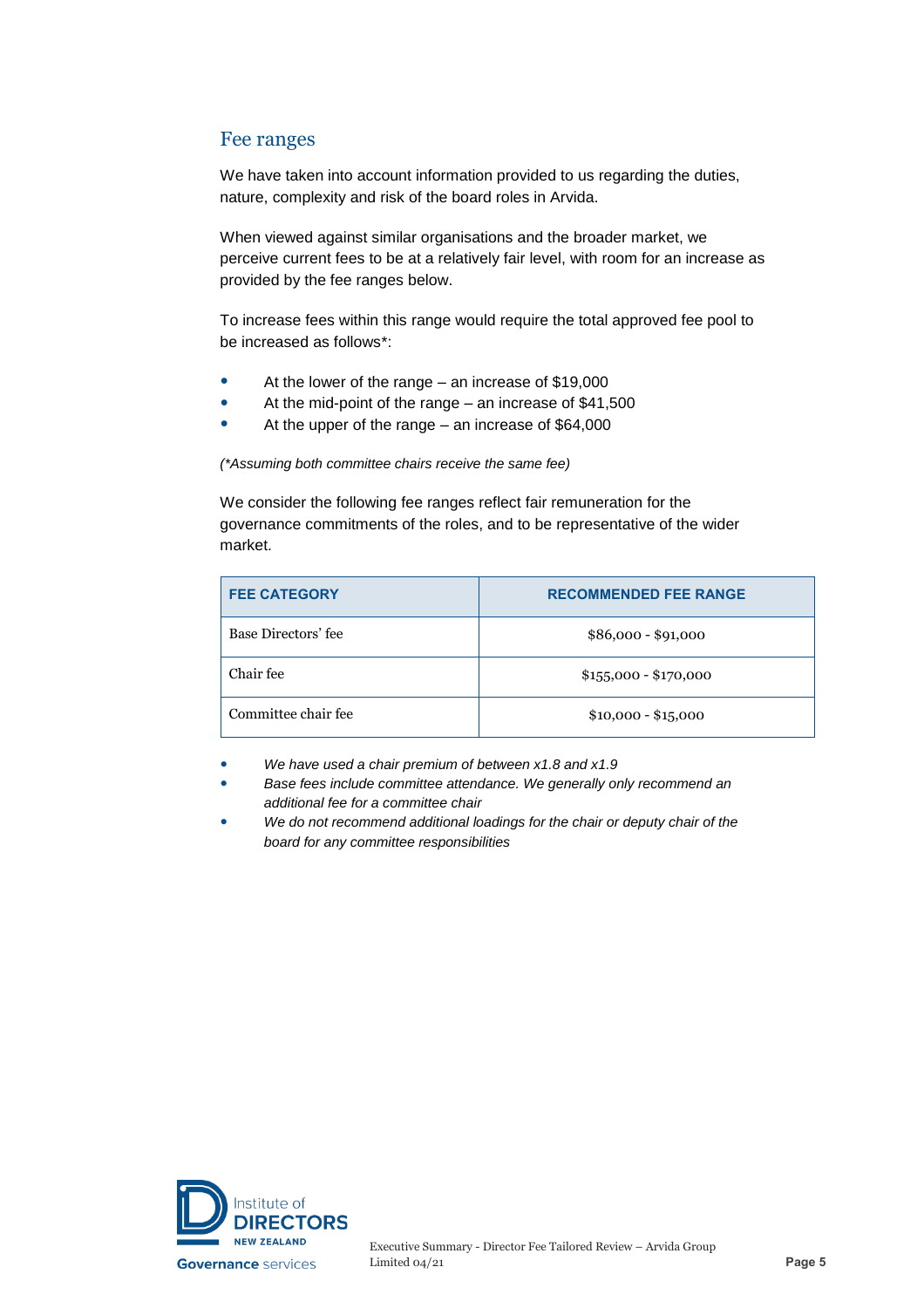## Fee ranges

We have taken into account information provided to us regarding the duties, nature, complexity and risk of the board roles in Arvida.

When viewed against similar organisations and the broader market, we perceive current fees to be at a relatively fair level, with room for an increase as provided by the fee ranges below.

To increase fees within this range would require the total approved fee pool to be increased as follows*:

- At the lower of the range – an increase of $19,000
- At the mid-point of the range – an increase of $41,500
- At the upper of the range – an increase of $64,000

*(*Assuming both committee chairs receive the same fee)*

We consider the following fee ranges reflect fair remuneration for the governance commitments of the roles, and to be representative of the wider market.

| FEE CATEGORY | RECOMMENDED FEE RANGE |
|---|---|
| Base Directors' fee | $86,000 - $91,000 |
| Chair fee | $155,000 - $170,000 |
| Committee chair fee | $10,000 - $15,000 |

- *We have used a chair premium of between x1.8 and x1.9*
- *Base fees include committee attendance. We generally only recommend an additional fee for a committee chair*
- *We do not recommend additional loadings for the chair or deputy chair of the board for any committee responsibilities*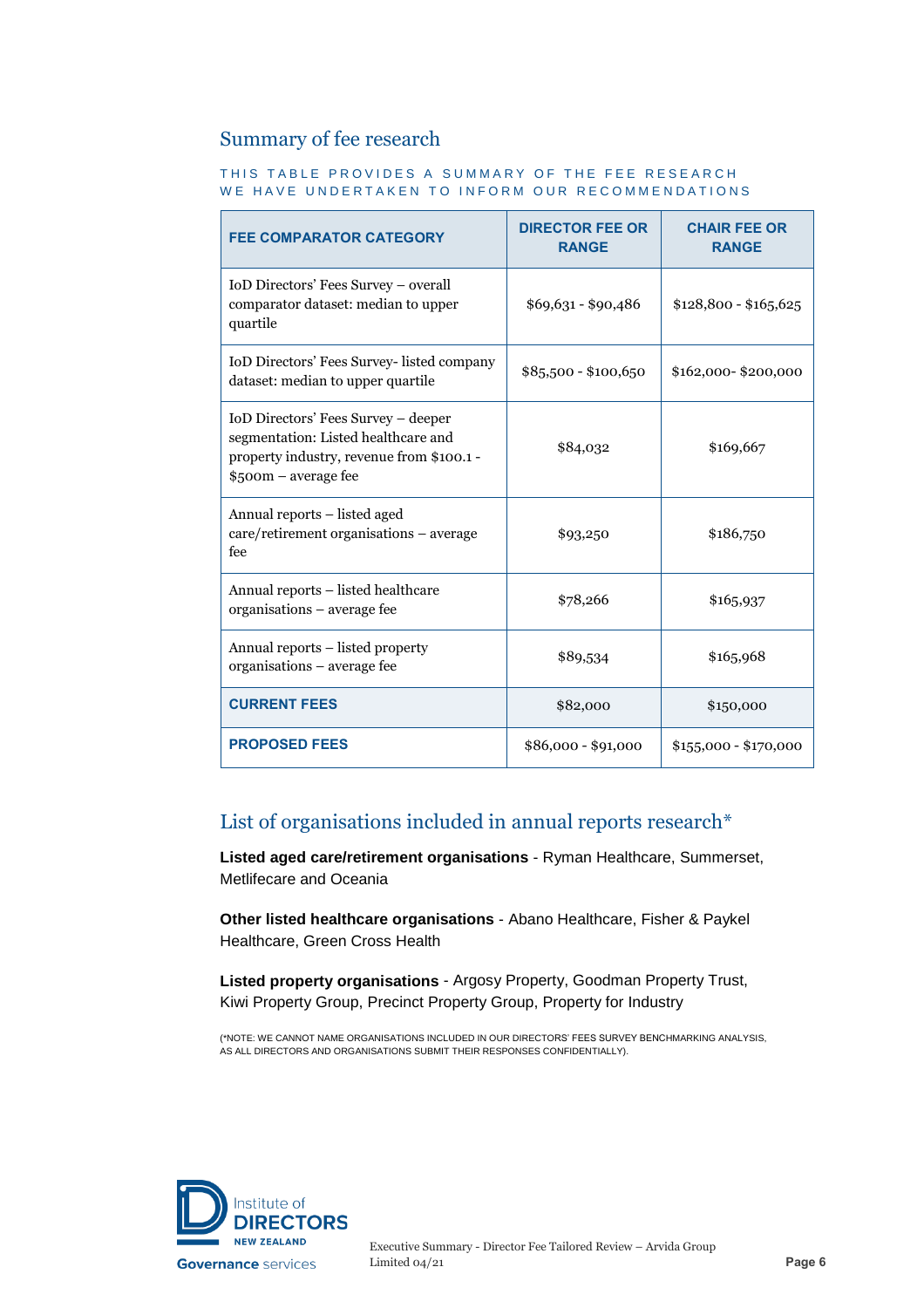## Summary of fee research

THIS TABLE PROVIDES A SUMMARY OF THE FEE RESEARCH WE HAVE UNDERTAKEN TO INFORM OUR RECOMMENDATIONS

| FEE COMPARATOR CATEGORY | DIRECTOR FEE OR RANGE | CHAIR FEE OR RANGE |
|---|---|---|
| IoD Directors' Fees Survey – overall comparator dataset: median to upper quartile | $69,631 - $90,486 | $128,800 - $165,625 |
| IoD Directors' Fees Survey- listed company dataset: median to upper quartile | $85,500 - $100,650 | $162,000- $200,000 |
| IoD Directors' Fees Survey – deeper segmentation: Listed healthcare and property industry, revenue from $100.1 - $500m – average fee | $84,032 | $169,667 |
| Annual reports – listed aged care/retirement organisations – average fee | $93,250 | $186,750 |
| Annual reports – listed healthcare organisations – average fee | $78,266 | $165,937 |
| Annual reports – listed property organisations – average fee | $89,534 | $165,968 |
| **CURRENT FEES** | $82,000 | $150,000 |
| **PROPOSED FEES** | $86,000 - $91,000 | $155,000 - $170,000 |

## List of organisations included in annual reports research*

**Listed aged care/retirement organisations** - Ryman Healthcare, Summerset, Metlifecare and Oceania

**Other listed healthcare organisations** - Abano Healthcare, Fisher & Paykel Healthcare, Green Cross Health

**Listed property organisations** - Argosy Property, Goodman Property Trust, Kiwi Property Group, Precinct Property Group, Property for Industry

(*NOTE: WE CANNOT NAME ORGANISATIONS INCLUDED IN OUR DIRECTORS' FEES SURVEY BENCHMARKING ANALYSIS, AS ALL DIRECTORS AND ORGANISATIONS SUBMIT THEIR RESPONSES CONFIDENTIALLY).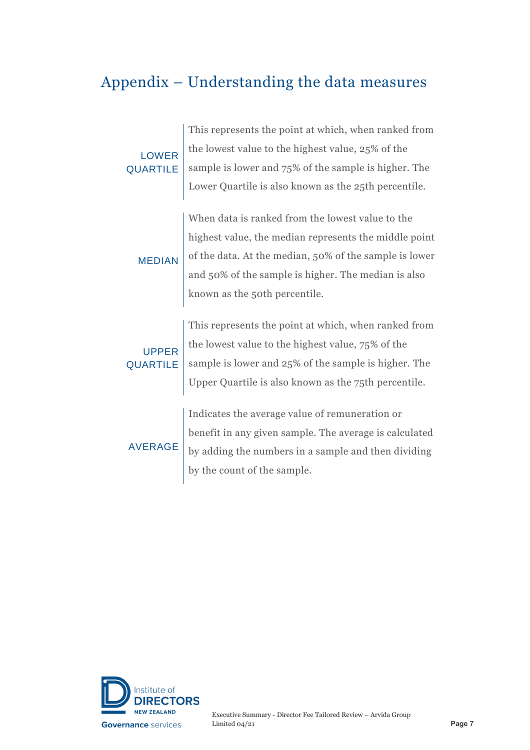# Appendix – Understanding the data measures

| | |
|---|---|
| LOWER QUARTILE | This represents the point at which, when ranked from the lowest value to the highest value, 25% of the sample is lower and 75% of the sample is higher. The Lower Quartile is also known as the 25th percentile. |
| MEDIAN | When data is ranked from the lowest value to the highest value, the median represents the middle point of the data. At the median, 50% of the sample is lower and 50% of the sample is higher. The median is also known as the 50th percentile. |
| UPPER QUARTILE | This represents the point at which, when ranked from the lowest value to the highest value, 75% of the sample is lower and 25% of the sample is higher. The Upper Quartile is also known as the 75th percentile. |
| AVERAGE | Indicates the average value of remuneration or benefit in any given sample. The average is calculated by adding the numbers in a sample and then dividing by the count of the sample. |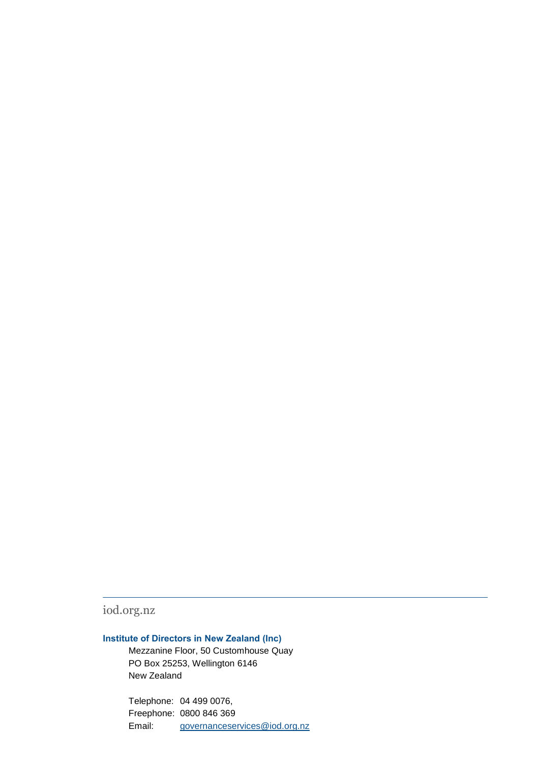iod.org.nz

**Institute of Directors in New Zealand (Inc)**

Mezzanine Floor, 50 Customhouse Quay
PO Box 25253, Wellington 6146
New Zealand

Telephone: 04 499 0076,
Freephone: 0800 846 369
Email: governanceservices@iod.org.nz